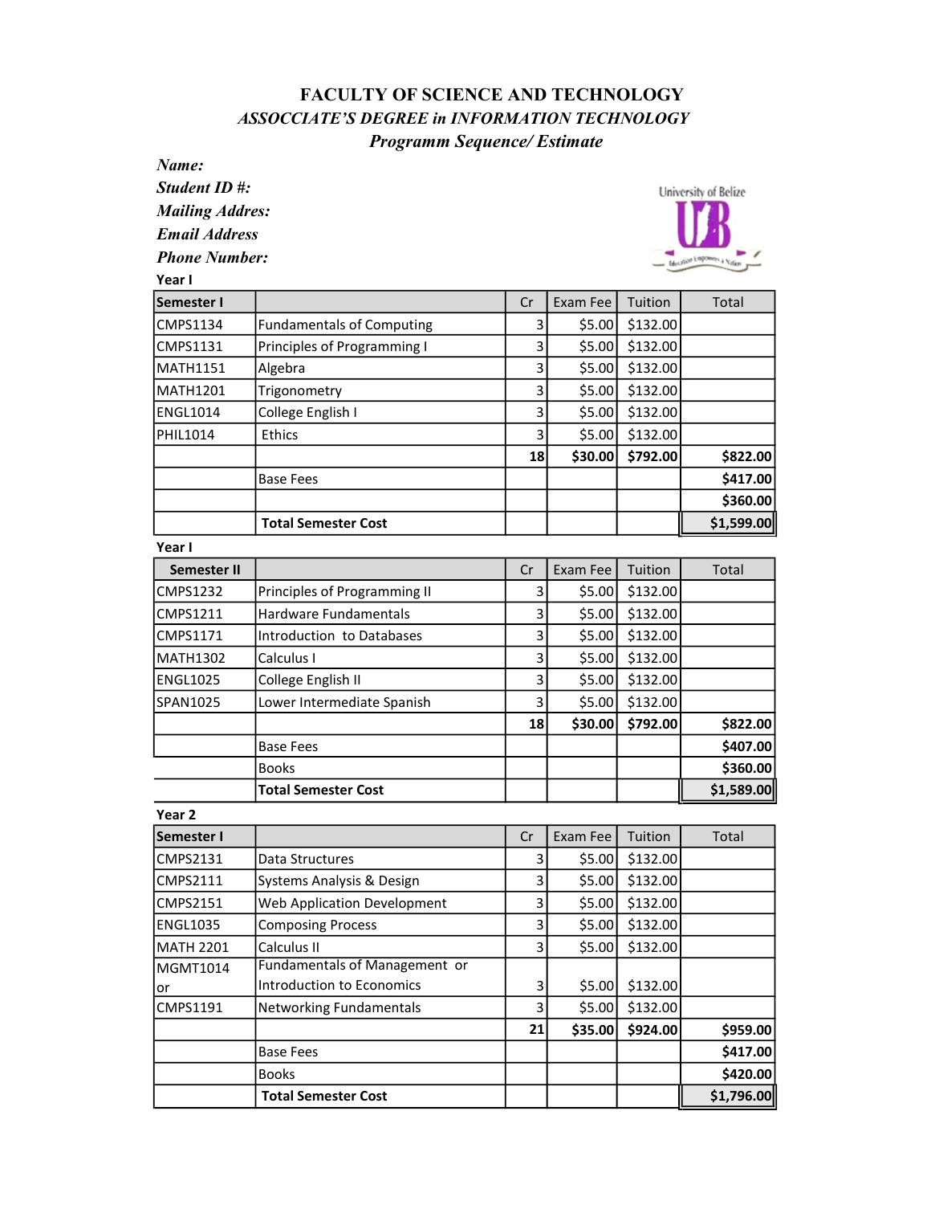# FACULTY OF SCIENCE AND TECHNOLOGY

## *ASSOCCIATE'S DEGREE in INFORMATION TECHNOLOGY*

### *Programm Sequence/ Estimate*

***Name:***

***Student ID #:***

***Mailing Addres:***

***Email Address***

***Phone Number:***

University of Belize

**Year I**

| **Semester I** | | Cr | Exam Fee | Tuition | Total |
|---|---|---|---|---|---|
| CMPS1134 | Fundamentals of Computing | 3 | $5.00 | $132.00 | |
| CMPS1131 | Principles of Programming I | 3 | $5.00 | $132.00 | |
| MATH1151 | Algebra | 3 | $5.00 | $132.00 | |
| MATH1201 | Trigonometry | 3 | $5.00 | $132.00 | |
| ENGL1014 | College English I | 3 | $5.00 | $132.00 | |
| PHIL1014 | Ethics | 3 | $5.00 | $132.00 | |
| | | **18** | **$30.00** | **$792.00** | **$822.00** |
| | Base Fees | | | | **$417.00** |
| | | | | | **$360.00** |
| | **Total Semester Cost** | | | | **$1,599.00** |

**Year I**

| **Semester II** | | Cr | Exam Fee | Tuition | Total |
|---|---|---|---|---|---|
| CMPS1232 | Principles of Programming II | 3 | $5.00 | $132.00 | |
| CMPS1211 | Hardware Fundamentals | 3 | $5.00 | $132.00 | |
| CMPS1171 | Introduction to Databases | 3 | $5.00 | $132.00 | |
| MATH1302 | Calculus I | 3 | $5.00 | $132.00 | |
| ENGL1025 | College English II | 3 | $5.00 | $132.00 | |
| SPAN1025 | Lower Intermediate Spanish | 3 | $5.00 | $132.00 | |
| | | **18** | **$30.00** | **$792.00** | **$822.00** |
| | Base Fees | | | | **$407.00** |
| | Books | | | | **$360.00** |
| | **Total Semester Cost** | | | | **$1,589.00** |

**Year 2**

| **Semester I** | | Cr | Exam Fee | Tuition | Total |
|---|---|---|---|---|---|
| CMPS2131 | Data Structures | 3 | $5.00 | $132.00 | |
| CMPS2111 | Systems Analysis & Design | 3 | $5.00 | $132.00 | |
| CMPS2151 | Web Application Development | 3 | $5.00 | $132.00 | |
| ENGL1035 | Composing Process | 3 | $5.00 | $132.00 | |
| MATH 2201 | Calculus II | 3 | $5.00 | $132.00 | |
| MGMT1014 or | Fundamentals of Management or Introduction to Economics | 3 | $5.00 | $132.00 | |
| CMPS1191 | Networking Fundamentals | 3 | $5.00 | $132.00 | |
| | | **21** | **$35.00** | **$924.00** | **$959.00** |
| | Base Fees | | | | **$417.00** |
| | Books | | | | **$420.00** |
| | **Total Semester Cost** | | | | **$1,796.00** |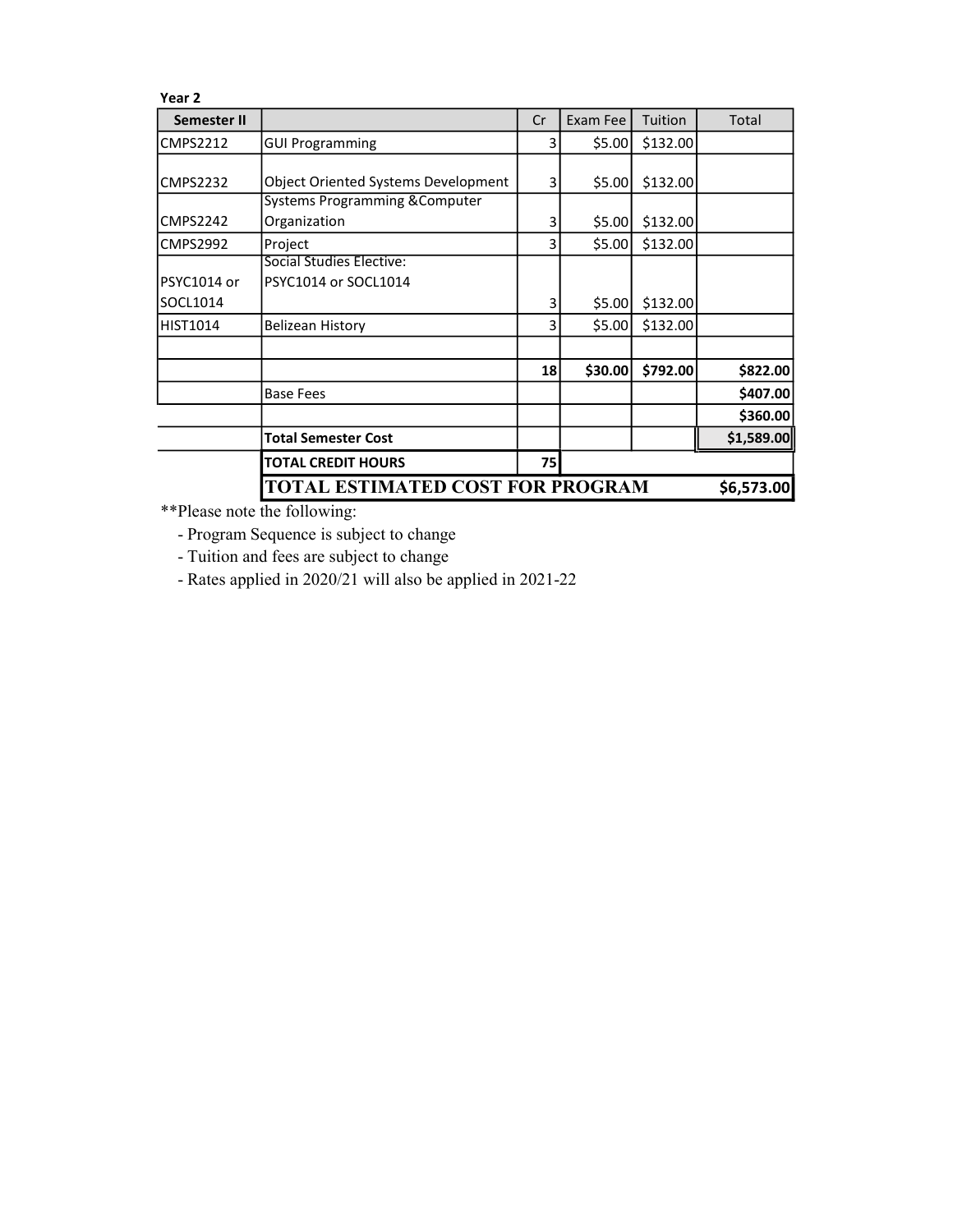**Year 2**

| Semester II | | Cr | Exam Fee | Tuition | Total |
|---|---|---|---|---|---|
| CMPS2212 | GUI Programming | 3 | $5.00 | $132.00 | |
| CMPS2232 | Object Oriented Systems Development | 3 | $5.00 | $132.00 | |
| CMPS2242 | Systems Programming &Computer Organization | 3 | $5.00 | $132.00 | |
| CMPS2992 | Project | 3 | $5.00 | $132.00 | |
| PSYC1014 or SOCL1014 | Social Studies Elective: PSYC1014 or SOCL1014 | 3 | $5.00 | $132.00 | |
| HIST1014 | Belizean History | 3 | $5.00 | $132.00 | |
| | | | | | |
| | | **18** | **$30.00** | **$792.00** | **$822.00** |
| | Base Fees | | | | **$407.00** |
| | | | | | **$360.00** |
| | **Total Semester Cost** | | | | **$1,589.00** |
| | **TOTAL CREDIT HOURS** | **75** | | | |
| | **TOTAL ESTIMATED COST FOR PROGRAM** | | | | **$6,573.00** |

**Please note the following:

- Program Sequence is subject to change
- Tuition and fees are subject to change
- Rates applied in 2020/21 will also be applied in 2021-22